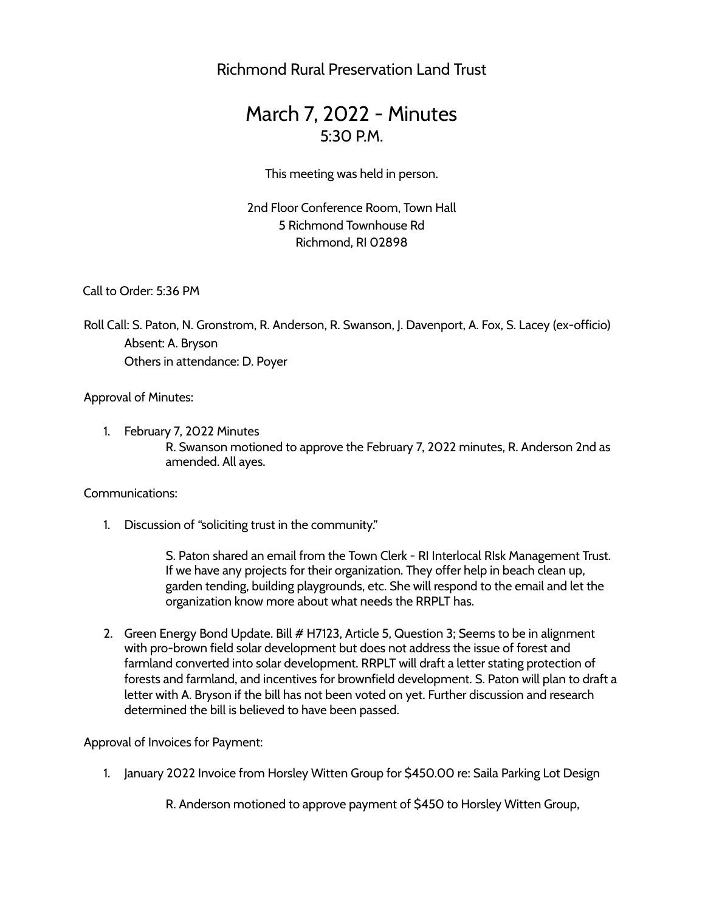# Richmond Rural Preservation Land Trust

## March 7, 2022 - Minutes
5:30 P.M.

This meeting was held in person.

2nd Floor Conference Room, Town Hall
5 Richmond Townhouse Rd
Richmond, RI 02898

Call to Order: 5:36 PM

Roll Call: S. Paton, N. Gronstrom, R. Anderson, R. Swanson, J. Davenport, A. Fox, S. Lacey (ex-officio)
Absent: A. Bryson
Others in attendance: D. Poyer

Approval of Minutes:

1. February 7, 2022 Minutes
   R. Swanson motioned to approve the February 7, 2022 minutes, R. Anderson 2nd as amended. All ayes.

Communications:

1. Discussion of "soliciting trust in the community."

   S. Paton shared an email from the Town Clerk - RI Interlocal RIsk Management Trust. If we have any projects for their organization. They offer help in beach clean up, garden tending, building playgrounds, etc. She will respond to the email and let the organization know more about what needs the RRPLT has.

2. Green Energy Bond Update. Bill # H7123, Article 5, Question 3; Seems to be in alignment with pro-brown field solar development but does not address the issue of forest and farmland converted into solar development. RRPLT will draft a letter stating protection of forests and farmland, and incentives for brownfield development. S. Paton will plan to draft a letter with A. Bryson if the bill has not been voted on yet. Further discussion and research determined the bill is believed to have been passed.

Approval of Invoices for Payment:

1. January 2022 Invoice from Horsley Witten Group for $450.00 re: Saila Parking Lot Design

   R. Anderson motioned to approve payment of $450 to Horsley Witten Group,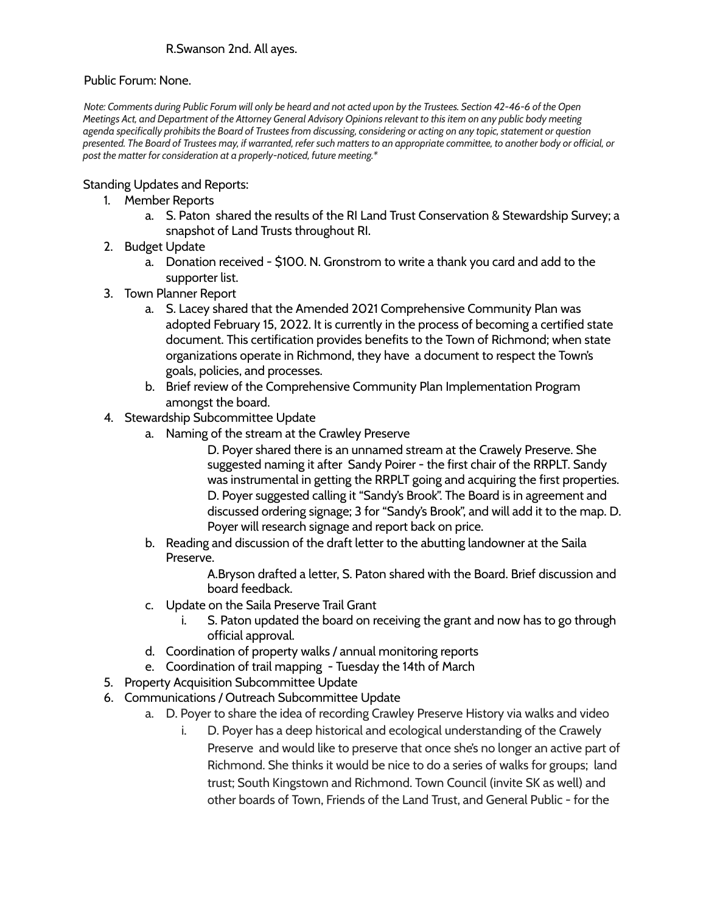R.Swanson 2nd. All ayes.

Public Forum: None.

*Note: Comments during Public Forum will only be heard and not acted upon by the Trustees. Section 42-46-6 of the Open Meetings Act, and Department of the Attorney General Advisory Opinions relevant to this item on any public body meeting agenda specifically prohibits the Board of Trustees from discussing, considering or acting on any topic, statement or question presented. The Board of Trustees may, if warranted, refer such matters to an appropriate committee, to another body or official, or post the matter for consideration at a properly-noticed, future meeting.**

Standing Updates and Reports:

1. Member Reports
    a. S. Paton shared the results of the RI Land Trust Conservation & Stewardship Survey; a snapshot of Land Trusts throughout RI.
2. Budget Update
    a. Donation received - $100. N. Gronstrom to write a thank you card and add to the supporter list.
3. Town Planner Report
    a. S. Lacey shared that the Amended 2021 Comprehensive Community Plan was adopted February 15, 2022. It is currently in the process of becoming a certified state document. This certification provides benefits to the Town of Richmond; when state organizations operate in Richmond, they have a document to respect the Town's goals, policies, and processes.
    b. Brief review of the Comprehensive Community Plan Implementation Program amongst the board.
4. Stewardship Subcommittee Update
    a. Naming of the stream at the Crawley Preserve

        D. Poyer shared there is an unnamed stream at the Crawely Preserve. She suggested naming it after Sandy Poirer - the first chair of the RRPLT. Sandy was instrumental in getting the RRPLT going and acquiring the first properties. D. Poyer suggested calling it "Sandy's Brook". The Board is in agreement and discussed ordering signage; 3 for "Sandy's Brook", and will add it to the map. D. Poyer will research signage and report back on price.

    b. Reading and discussion of the draft letter to the abutting landowner at the Saila Preserve.

        A.Bryson drafted a letter, S. Paton shared with the Board. Brief discussion and board feedback.

    c. Update on the Saila Preserve Trail Grant
        i. S. Paton updated the board on receiving the grant and now has to go through official approval.
    d. Coordination of property walks / annual monitoring reports
    e. Coordination of trail mapping - Tuesday the 14th of March
5. Property Acquisition Subcommittee Update
6. Communications / Outreach Subcommittee Update
    a. D. Poyer to share the idea of recording Crawley Preserve History via walks and video
        i. D. Poyer has a deep historical and ecological understanding of the Crawely Preserve and would like to preserve that once she's no longer an active part of Richmond. She thinks it would be nice to do a series of walks for groups; land trust; South Kingstown and Richmond. Town Council (invite SK as well) and other boards of Town, Friends of the Land Trust, and General Public - for the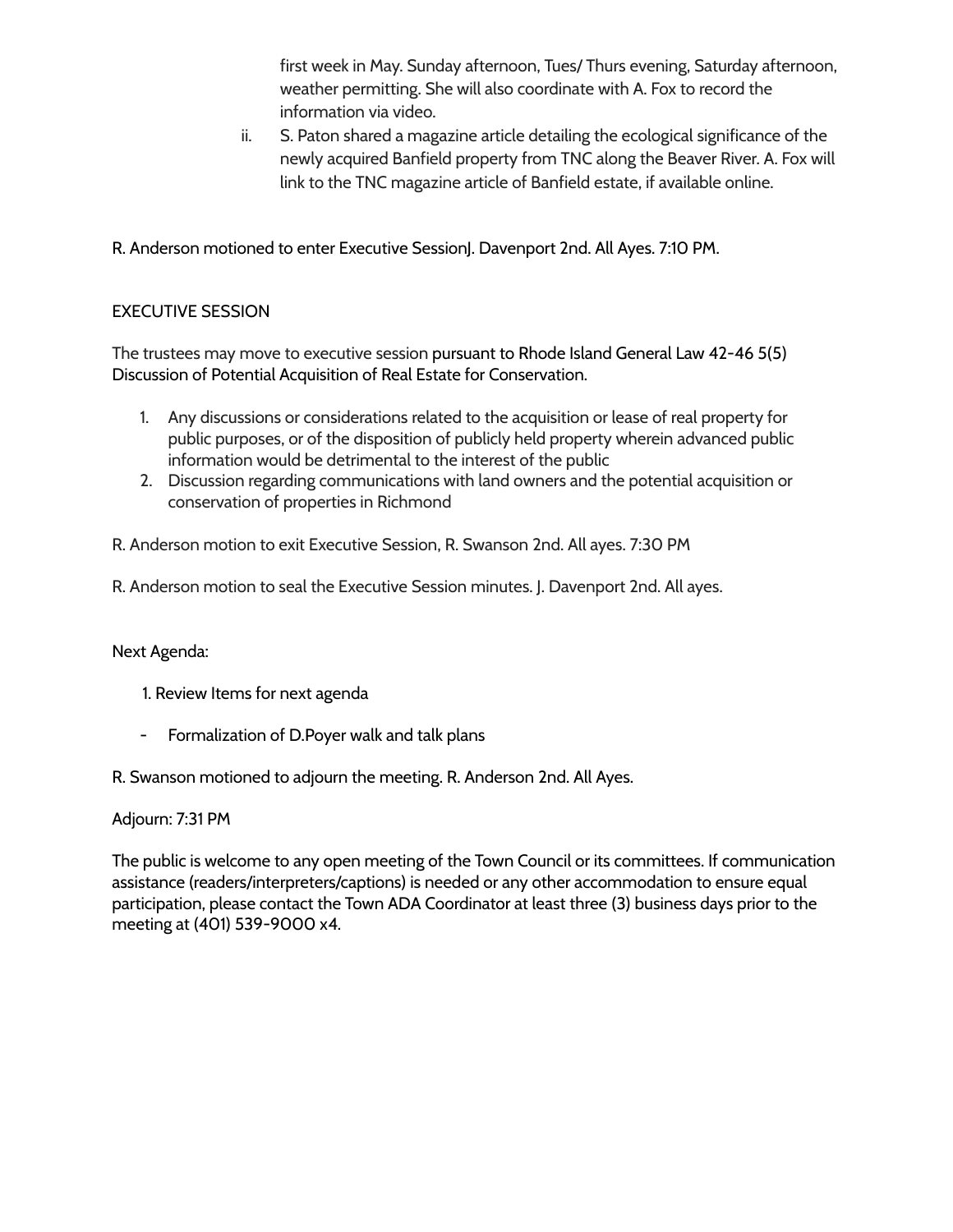first week in May. Sunday afternoon, Tues/ Thurs evening, Saturday afternoon, weather permitting. She will also coordinate with A. Fox to record the information via video.

ii. S. Paton shared a magazine article detailing the ecological significance of the newly acquired Banfield property from TNC along the Beaver River. A. Fox will link to the TNC magazine article of Banfield estate, if available online.

R. Anderson motioned to enter Executive SessionJ. Davenport 2nd. All Ayes. 7:10 PM.

EXECUTIVE SESSION

The trustees may move to executive session pursuant to Rhode Island General Law 42-46 5(5) Discussion of Potential Acquisition of Real Estate for Conservation.

1. Any discussions or considerations related to the acquisition or lease of real property for public purposes, or of the disposition of publicly held property wherein advanced public information would be detrimental to the interest of the public
2. Discussion regarding communications with land owners and the potential acquisition or conservation of properties in Richmond

R. Anderson motion to exit Executive Session, R. Swanson 2nd. All ayes. 7:30 PM

R. Anderson motion to seal the Executive Session minutes. J. Davenport 2nd. All ayes.

Next Agenda:

1. Review Items for next agenda

- Formalization of D.Poyer walk and talk plans

R. Swanson motioned to adjourn the meeting. R. Anderson 2nd. All Ayes.

Adjourn: 7:31 PM

The public is welcome to any open meeting of the Town Council or its committees. If communication assistance (readers/interpreters/captions) is needed or any other accommodation to ensure equal participation, please contact the Town ADA Coordinator at least three (3) business days prior to the meeting at (401) 539-9000 x4.